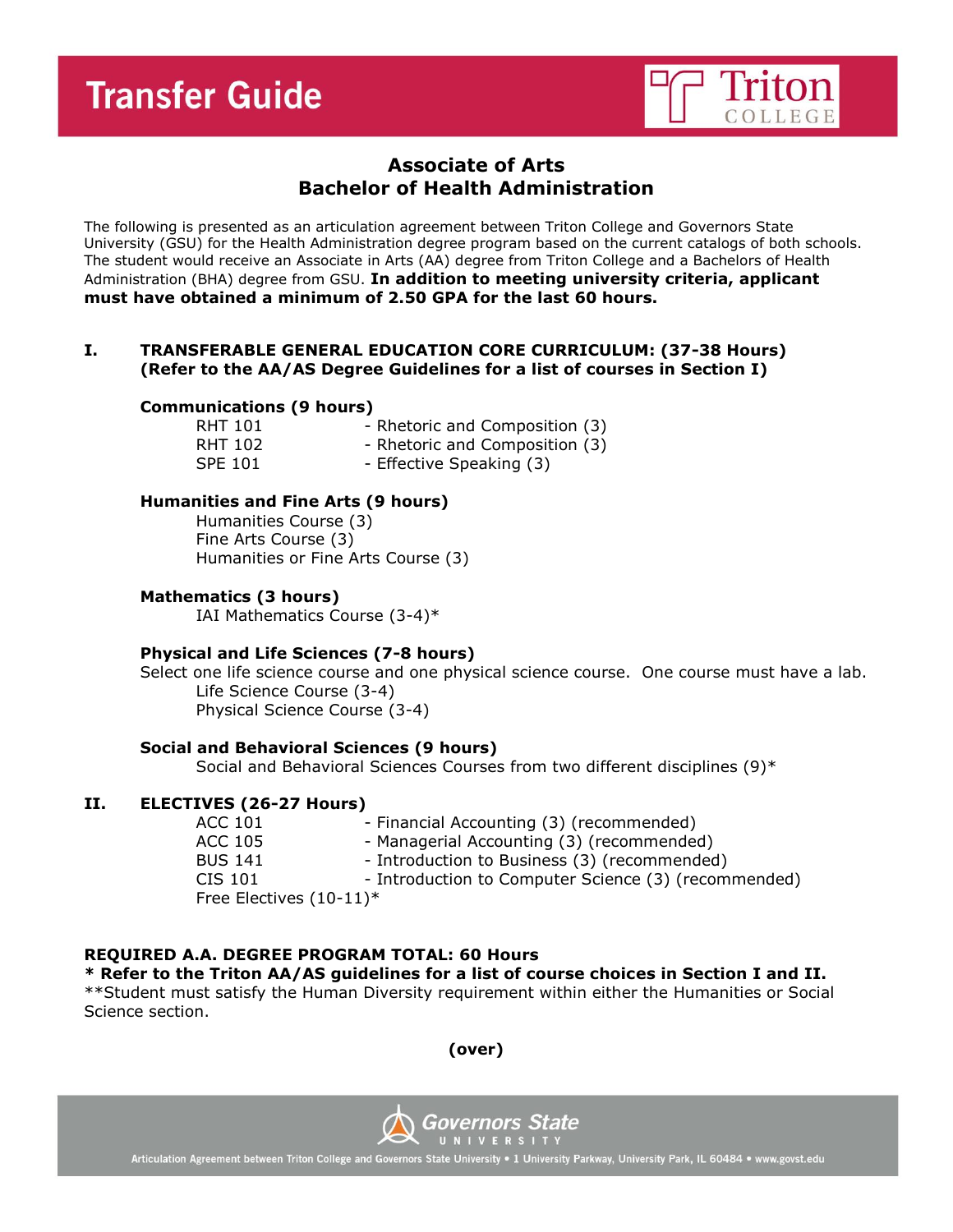# Transfer Guide

## Associate of Arts
## Bachelor of Health Administration

The following is presented as an articulation agreement between Triton College and Governors State University (GSU) for the Health Administration degree program based on the current catalogs of both schools. The student would receive an Associate in Arts (AA) degree from Triton College and a Bachelors of Health Administration (BHA) degree from GSU. **In addition to meeting university criteria, applicant must have obtained a minimum of 2.50 GPA for the last 60 hours.**

### I. TRANSFERABLE GENERAL EDUCATION CORE CURRICULUM: (37-38 Hours) (Refer to the AA/AS Degree Guidelines for a list of courses in Section I)

**Communications (9 hours)**

- RHT 101 - Rhetoric and Composition (3)
- RHT 102 - Rhetoric and Composition (3)
- SPE 101 - Effective Speaking (3)

**Humanities and Fine Arts (9 hours)**

- Humanities Course (3)
- Fine Arts Course (3)
- Humanities or Fine Arts Course (3)

**Mathematics (3 hours)**

- IAI Mathematics Course (3-4)*

**Physical and Life Sciences (7-8 hours)**

Select one life science course and one physical science course. One course must have a lab.

- Life Science Course (3-4)
- Physical Science Course (3-4)

**Social and Behavioral Sciences (9 hours)**

- Social and Behavioral Sciences Courses from two different disciplines (9)*

### II. ELECTIVES (26-27 Hours)

- ACC 101 - Financial Accounting (3) (recommended)
- ACC 105 - Managerial Accounting (3) (recommended)
- BUS 141 - Introduction to Business (3) (recommended)
- CIS 101 - Introduction to Computer Science (3) (recommended)
- Free Electives (10-11)*

**REQUIRED A.A. DEGREE PROGRAM TOTAL: 60 Hours**

*** Refer to the Triton AA/AS guidelines for a list of course choices in Section I and II.**

**Student must satisfy the Human Diversity requirement within either the Humanities or Social Science section.

**(over)**

Articulation Agreement between Triton College and Governors State University • 1 University Parkway, University Park, IL 60484 • www.govst.edu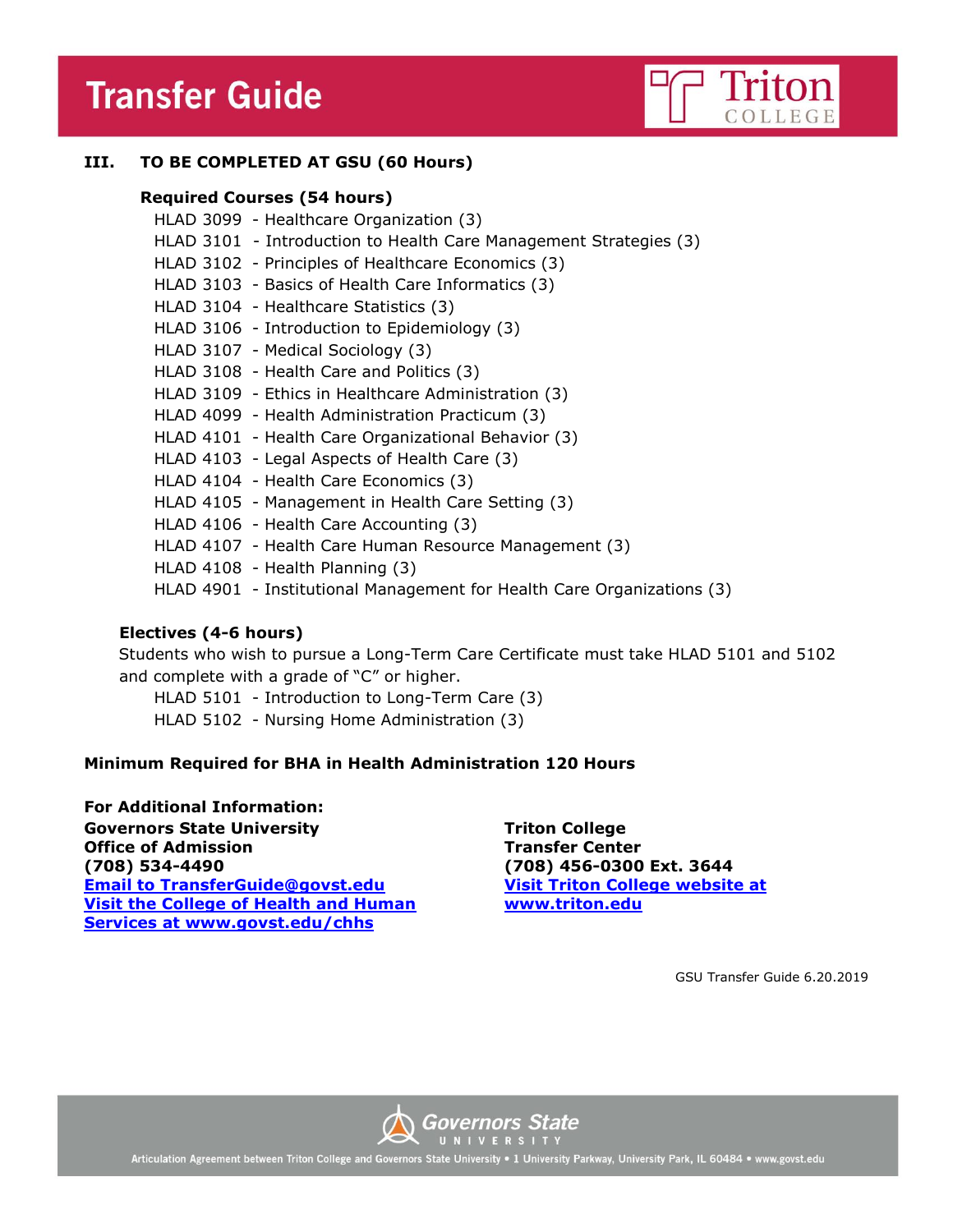## III. TO BE COMPLETED AT GSU (60 Hours)

### Required Courses (54 hours)

- HLAD 3099 - Healthcare Organization (3)
- HLAD 3101 - Introduction to Health Care Management Strategies (3)
- HLAD 3102 - Principles of Healthcare Economics (3)
- HLAD 3103 - Basics of Health Care Informatics (3)
- HLAD 3104 - Healthcare Statistics (3)
- HLAD 3106 - Introduction to Epidemiology (3)
- HLAD 3107 - Medical Sociology (3)
- HLAD 3108 - Health Care and Politics (3)
- HLAD 3109 - Ethics in Healthcare Administration (3)
- HLAD 4099 - Health Administration Practicum (3)
- HLAD 4101 - Health Care Organizational Behavior (3)
- HLAD 4103 - Legal Aspects of Health Care (3)
- HLAD 4104 - Health Care Economics (3)
- HLAD 4105 - Management in Health Care Setting (3)
- HLAD 4106 - Health Care Accounting (3)
- HLAD 4107 - Health Care Human Resource Management (3)
- HLAD 4108 - Health Planning (3)
- HLAD 4901 - Institutional Management for Health Care Organizations (3)

### Electives (4-6 hours)

Students who wish to pursue a Long-Term Care Certificate must take HLAD 5101 and 5102 and complete with a grade of "C" or higher.

- HLAD 5101 - Introduction to Long-Term Care (3)
- HLAD 5102 - Nursing Home Administration (3)

**Minimum Required for BHA in Health Administration 120 Hours**

**For Additional Information:**

**Governors State University**
**Office of Admission**
**(708) 534-4490**
**Email to TransferGuide@govst.edu**
**Visit the College of Health and Human Services at www.govst.edu/chhs**

**Triton College**
**Transfer Center**
**(708) 456-0300 Ext. 3644**
**Visit Triton College website at www.triton.edu**

GSU Transfer Guide 6.20.2019